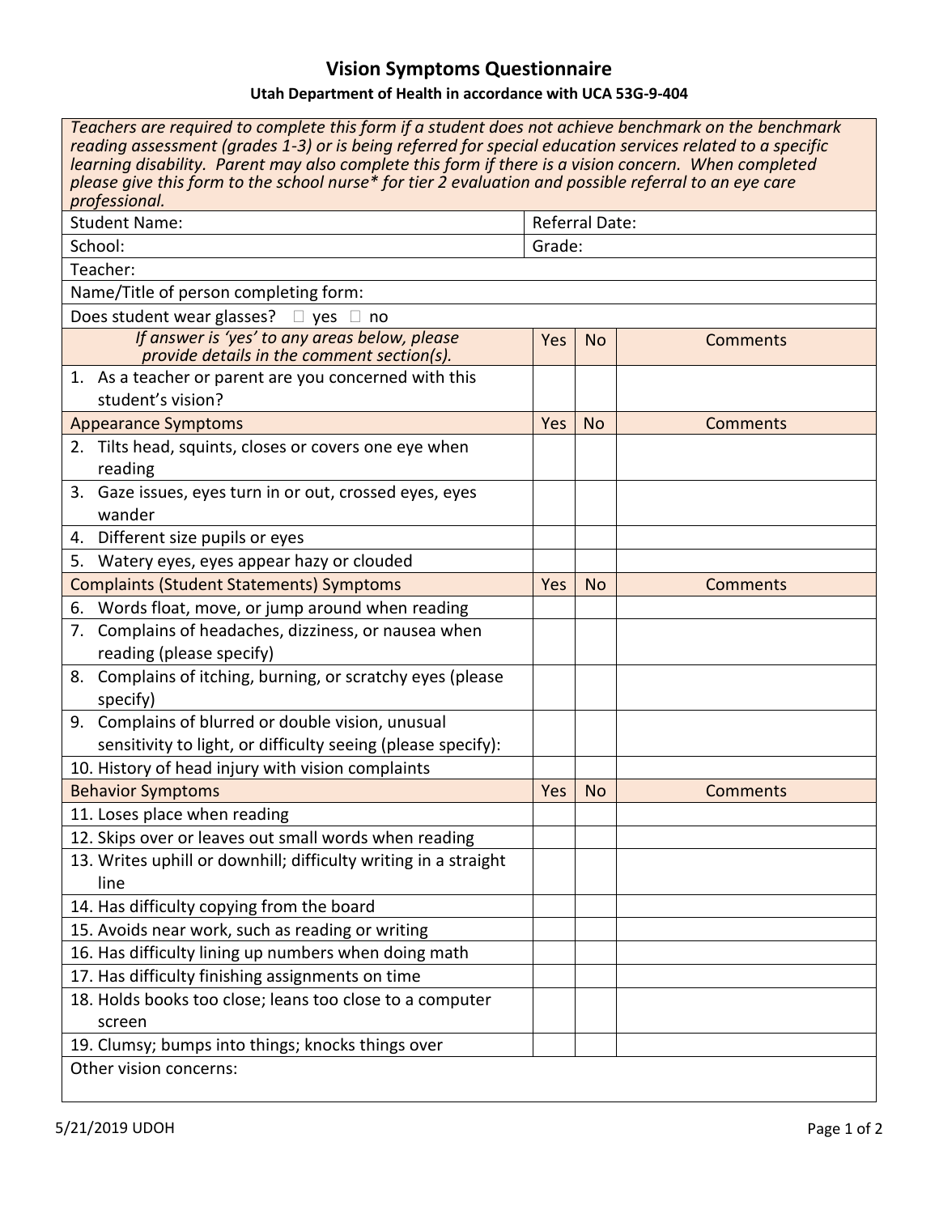# Vision Symptoms Questionnaire

**Utah Department of Health in accordance with UCA 53G-9-404**

*Teachers are required to complete this form if a student does not achieve benchmark on the benchmark reading assessment (grades 1-3) or is being referred for special education services related to a specific learning disability. Parent may also complete this form if there is a vision concern. When completed please give this form to the school nurse\* for tier 2 evaluation and possible referral to an eye care professional.*

| Student Name: | Referral Date: |
|---|---|
| School: | Grade: |
| Teacher: | |
| Name/Title of person completing form: | |
| Does student wear glasses? ☐ yes ☐ no | |

| *If answer is 'yes' to any areas below, please provide details in the comment section(s).* | Yes | No | Comments |
|---|---|---|---|
| 1. As a teacher or parent are you concerned with this student's vision? | | | |
| **Appearance Symptoms** | **Yes** | **No** | **Comments** |
| 2. Tilts head, squints, closes or covers one eye when reading | | | |
| 3. Gaze issues, eyes turn in or out, crossed eyes, eyes wander | | | |
| 4. Different size pupils or eyes | | | |
| 5. Watery eyes, eyes appear hazy or clouded | | | |
| **Complaints (Student Statements) Symptoms** | **Yes** | **No** | **Comments** |
| 6. Words float, move, or jump around when reading | | | |
| 7. Complains of headaches, dizziness, or nausea when reading (please specify) | | | |
| 8. Complains of itching, burning, or scratchy eyes (please specify) | | | |
| 9. Complains of blurred or double vision, unusual sensitivity to light, or difficulty seeing (please specify): | | | |
| 10. History of head injury with vision complaints | | | |
| **Behavior Symptoms** | **Yes** | **No** | **Comments** |
| 11. Loses place when reading | | | |
| 12. Skips over or leaves out small words when reading | | | |
| 13. Writes uphill or downhill; difficulty writing in a straight line | | | |
| 14. Has difficulty copying from the board | | | |
| 15. Avoids near work, such as reading or writing | | | |
| 16. Has difficulty lining up numbers when doing math | | | |
| 17. Has difficulty finishing assignments on time | | | |
| 18. Holds books too close; leans too close to a computer screen | | | |
| 19. Clumsy; bumps into things; knocks things over | | | |

Other vision concerns:

5/21/2019 UDOH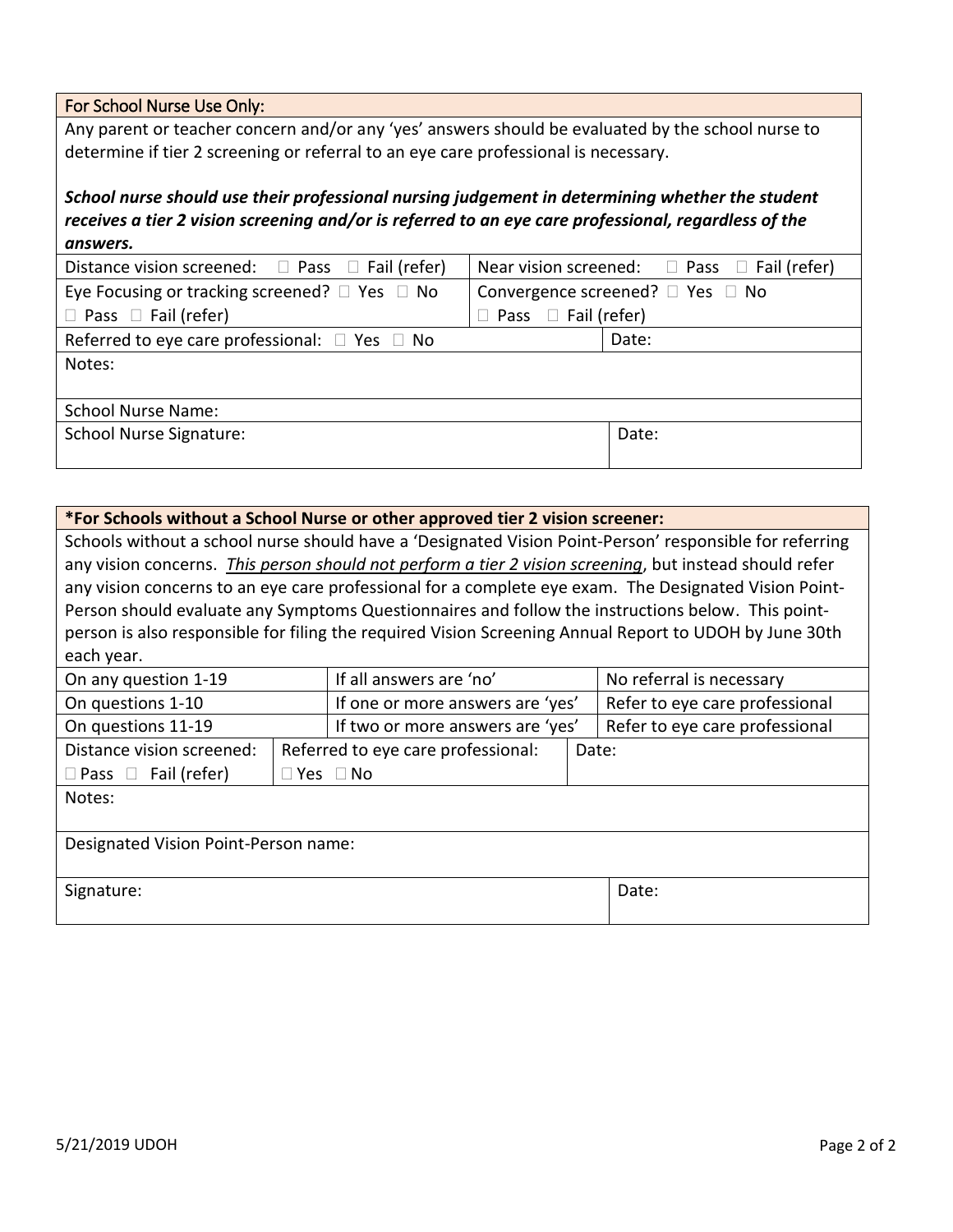| For School Nurse Use Only: | | |
|---|---|---|
| Any parent or teacher concern and/or any 'yes' answers should be evaluated by the school nurse to determine if tier 2 screening or referral to an eye care professional is necessary.<br><br>***School nurse should use their professional nursing judgement in determining whether the student receives a tier 2 vision screening and/or is referred to an eye care professional, regardless of the answers.*** | | |
| Distance vision screened: ☐ Pass ☐ Fail (refer) | Near vision screened: ☐ Pass ☐ Fail (refer) | |
| Eye Focusing or tracking screened? ☐ Yes ☐ No<br>☐ Pass ☐ Fail (refer) | Convergence screened? ☐ Yes ☐ No<br>☐ Pass ☐ Fail (refer) | |
| Referred to eye care professional: ☐ Yes ☐ No | | Date: |
| Notes: | | |
| School Nurse Name: | | |
| School Nurse Signature: | | Date: |

| **\*For Schools without a School Nurse or other approved tier 2 vision screener:** | | | |
|---|---|---|---|
| Schools without a school nurse should have a 'Designated Vision Point-Person' responsible for referring any vision concerns. *<u>This person should not perform a tier 2 vision screening</u>*, but instead should refer any vision concerns to an eye care professional for a complete eye exam. The Designated Vision Point-Person should evaluate any Symptoms Questionnaires and follow the instructions below. This point-person is also responsible for filing the required Vision Screening Annual Report to UDOH by June 30th each year. | | | |
| On any question 1-19 | If all answers are 'no' | | No referral is necessary |
| On questions 1-10 | If one or more answers are 'yes' | | Refer to eye care professional |
| On questions 11-19 | If two or more answers are 'yes' | | Refer to eye care professional |
| Distance vision screened:<br>☐ Pass ☐ Fail (refer) | Referred to eye care professional:<br>☐ Yes ☐ No | Date: | |
| Notes: | | | |
| Designated Vision Point-Person name: | | | |
| Signature: | | | Date: |

5/21/2019 UDOH